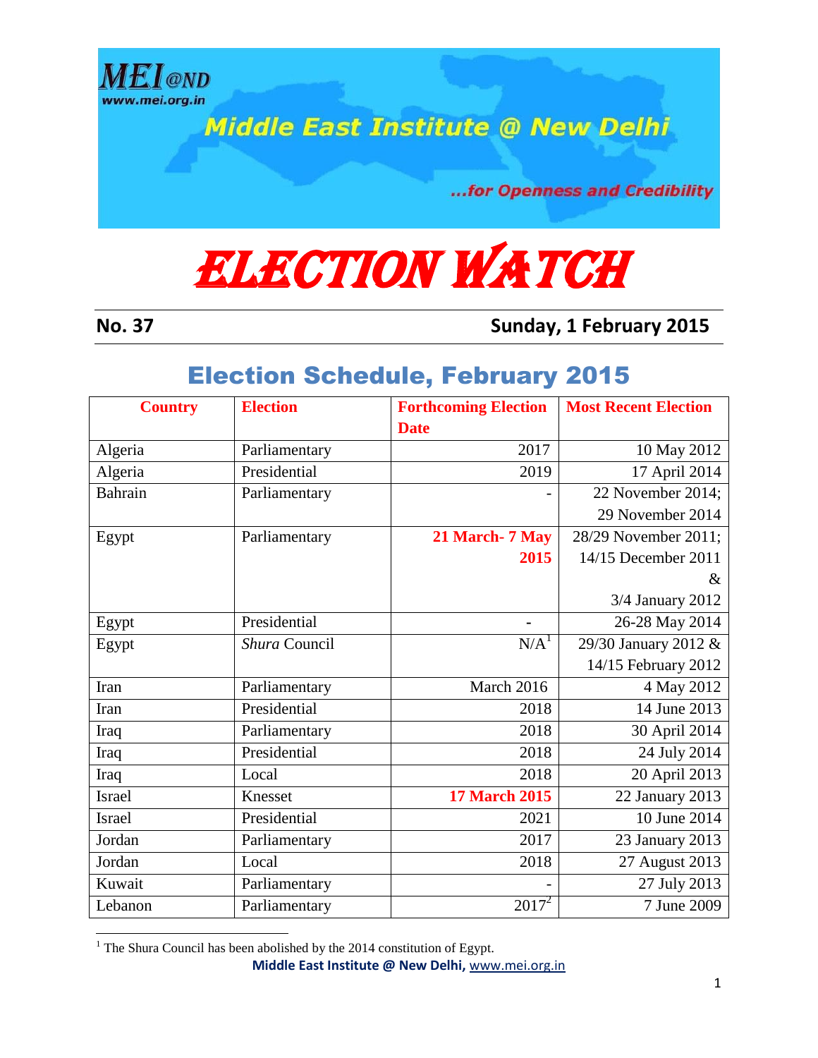MEI@ND
www.mei.org.in

Middle East Institute @ New Delhi

...for Openness and Credibility

# ELECTION WATCH

**No. 37** **Sunday, 1 February 2015**

## Election Schedule, February 2015

| Country | Election | Forthcoming Election Date | Most Recent Election |
|---|---|---|---|
| Algeria | Parliamentary | 2017 | 10 May 2012 |
| Algeria | Presidential | 2019 | 17 April 2014 |
| Bahrain | Parliamentary | - | 22 November 2014; 29 November 2014 |
| Egypt | Parliamentary | **21 March- 7 May 2015** | 28/29 November 2011; 14/15 December 2011 & 3/4 January 2012 |
| Egypt | Presidential | - | 26-28 May 2014 |
| Egypt | *Shura* Council | N/A[1] | 29/30 January 2012 & 14/15 February 2012 |
| Iran | Parliamentary | March 2016 | 4 May 2012 |
| Iran | Presidential | 2018 | 14 June 2013 |
| Iraq | Parliamentary | 2018 | 30 April 2014 |
| Iraq | Presidential | 2018 | 24 July 2014 |
| Iraq | Local | 2018 | 20 April 2013 |
| Israel | Knesset | **17 March 2015** | 22 January 2013 |
| Israel | Presidential | 2021 | 10 June 2014 |
| Jordan | Parliamentary | 2017 | 23 January 2013 |
| Jordan | Local | 2018 | 27 August 2013 |
| Kuwait | Parliamentary | - | 27 July 2013 |
| Lebanon | Parliamentary | 2017[2] | 7 June 2009 |

[1] The Shura Council has been abolished by the 2014 constitution of Egypt.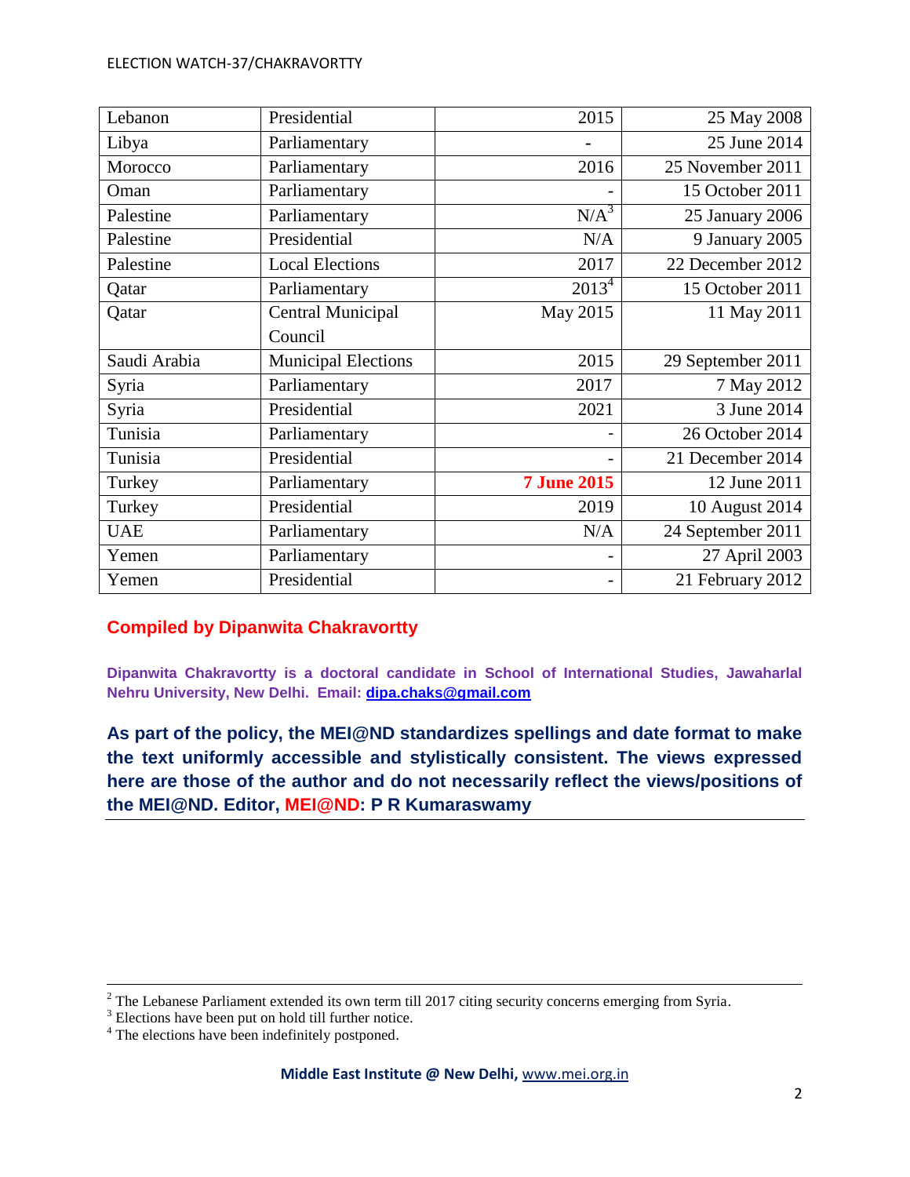| | | | |
|---|---|---|---|
| Lebanon | Presidential | 2015 | 25 May 2008 |
| Libya | Parliamentary | - | 25 June 2014 |
| Morocco | Parliamentary | 2016 | 25 November 2011 |
| Oman | Parliamentary | - | 15 October 2011 |
| Palestine | Parliamentary | N/A[3] | 25 January 2006 |
| Palestine | Presidential | N/A | 9 January 2005 |
| Palestine | Local Elections | 2017 | 22 December 2012 |
| Qatar | Parliamentary | 2013[4] | 15 October 2011 |
| Qatar | Central Municipal Council | May 2015 | 11 May 2011 |
| Saudi Arabia | Municipal Elections | 2015 | 29 September 2011 |
| Syria | Parliamentary | 2017 | 7 May 2012 |
| Syria | Presidential | 2021 | 3 June 2014 |
| Tunisia | Parliamentary | - | 26 October 2014 |
| Tunisia | Presidential | - | 21 December 2014 |
| Turkey | Parliamentary | **7 June 2015** | 12 June 2011 |
| Turkey | Presidential | 2019 | 10 August 2014 |
| UAE | Parliamentary | N/A | 24 September 2011 |
| Yemen | Parliamentary | - | 27 April 2003 |
| Yemen | Presidential | - | 21 February 2012 |

**Compiled by Dipanwita Chakravortty**

**Dipanwita Chakravortty is a doctoral candidate in School of International Studies, Jawaharlal Nehru University, New Delhi. Email: dipa.chaks@gmail.com**

**As part of the policy, the MEI@ND standardizes spellings and date format to make the text uniformly accessible and stylistically consistent. The views expressed here are those of the author and do not necessarily reflect the views/positions of the MEI@ND. Editor, MEI@ND: P R Kumaraswamy**

---

[2] The Lebanese Parliament extended its own term till 2017 citing security concerns emerging from Syria.

[3] Elections have been put on hold till further notice.

[4] The elections have been indefinitely postponed.

**Middle East Institute @ New Delhi,** www.mei.org.in